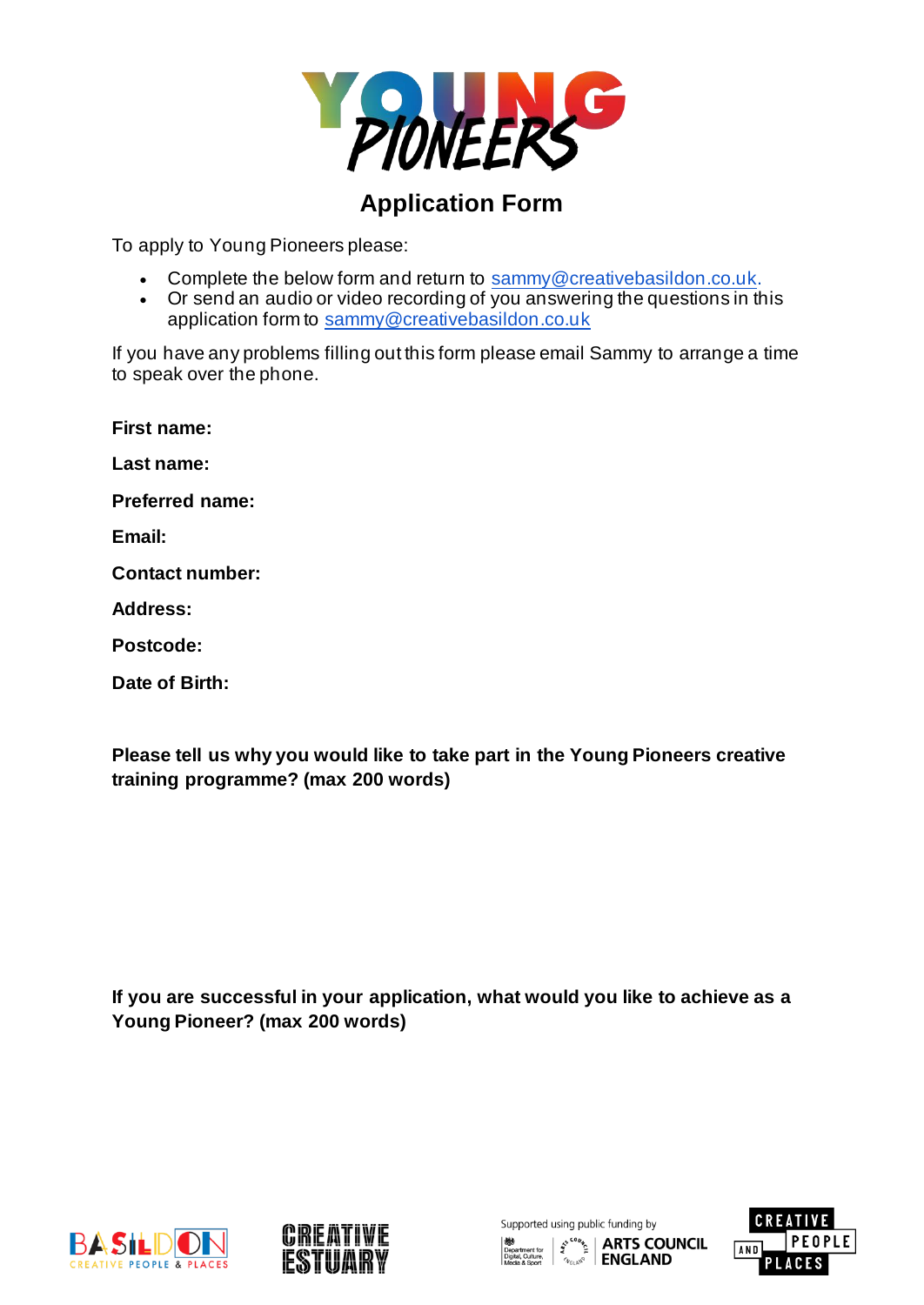# YOUNG PIONEERS

## Application Form

To apply to Young Pioneers please:

- Complete the below form and return to sammy@creativebasildon.co.uk.
- Or send an audio or video recording of you answering the questions in this application form to sammy@creativebasildon.co.uk

If you have any problems filling out this form please email Sammy to arrange a time to speak over the phone.

**First name:**

**Last name:**

**Preferred name:**

**Email:**

**Contact number:**

**Address:**

**Postcode:**

**Date of Birth:**

**Please tell us why you would like to take part in the Young Pioneers creative training programme? (max 200 words)**

**If you are successful in your application, what would you like to achieve as a Young Pioneer? (max 200 words)**

BASILDON CREATIVE PEOPLE & PLACES

CREATIVE ESTUARY

Supported using public funding by Department for Digital, Culture, Media & Sport | ARTS COUNCIL ENGLAND

CREATIVE PEOPLE AND PLACES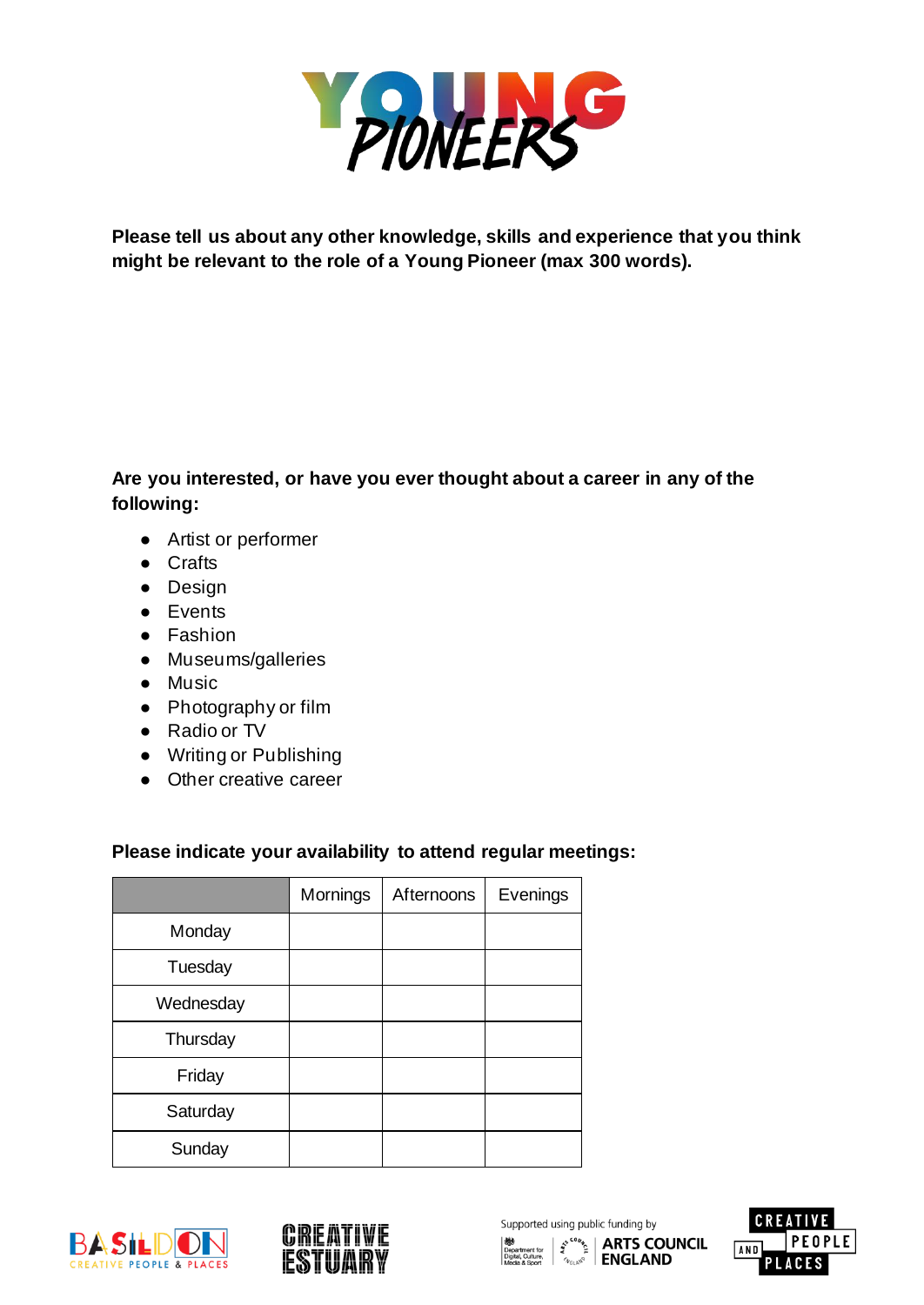**Please tell us about any other knowledge, skills and experience that you think might be relevant to the role of a Young Pioneer (max 300 words).**

**Are you interested, or have you ever thought about a career in any of the following:**

- Artist or performer
- Crafts
- Design
- Events
- Fashion
- Museums/galleries
- Music
- Photography or film
- Radio or TV
- Writing or Publishing
- Other creative career

**Please indicate your availability to attend regular meetings:**

| | Mornings | Afternoons | Evenings |
|---|---|---|---|
| Monday | | | |
| Tuesday | | | |
| Wednesday | | | |
| Thursday | | | |
| Friday | | | |
| Saturday | | | |
| Sunday | | | |

Supported using public funding by ARTS COUNCIL ENGLAND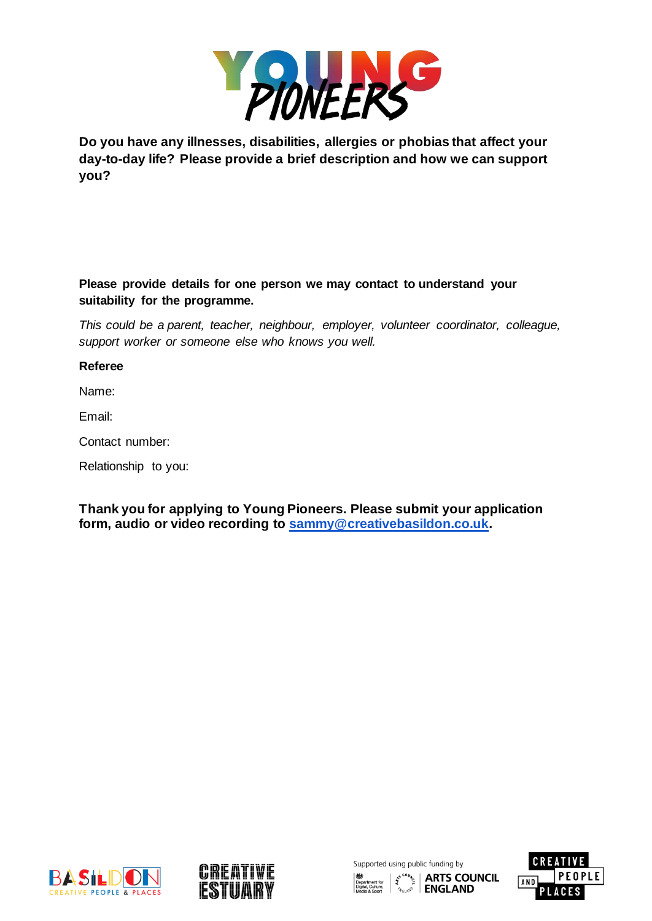**Do you have any illnesses, disabilities, allergies or phobias that affect your day-to-day life? Please provide a brief description and how we can support you?**

**Please provide details for one person we may contact to understand your suitability for the programme.**

*This could be a parent, teacher, neighbour, employer, volunteer coordinator, colleague, support worker or someone else who knows you well.*

**Referee**

Name:

Email:

Contact number:

Relationship to you:

**Thank you for applying to Young Pioneers. Please submit your application form, audio or video recording to sammy@creativebasildon.co.uk.**

Supported using public funding by